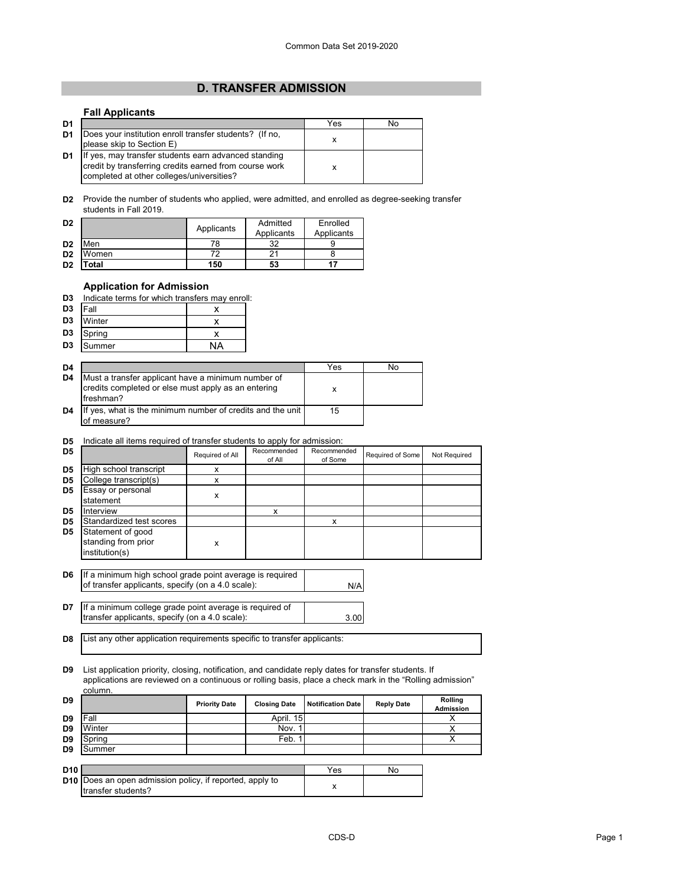# D. TRANSFER ADMISSION

### Fall Applicants

| D1 | | Yes | No |
|---|---|---|---|
| D1 | Does your institution enroll transfer students? (If no, please skip to Section E) | x | |
| D1 | If yes, may transfer students earn advanced standing credit by transferring credits earned from course work completed at other colleges/universities? | x | |

**D2** Provide the number of students who applied, were admitted, and enrolled as degree-seeking transfer students in Fall 2019.

| D2 | | Applicants | Admitted Applicants | Enrolled Applicants |
|---|---|---|---|---|
| D2 | Men | 78 | 32 | 9 |
| D2 | Women | 72 | 21 | 8 |
| D2 | **Total** | **150** | **53** | **17** |

### Application for Admission

**D3** Indicate terms for which transfers may enroll:

| D3 | Term | |
|---|---|---|
| D3 | Fall | x |
| D3 | Winter | x |
| D3 | Spring | x |
| D3 | Summer | NA |

| D4 | | Yes | No |
|---|---|---|---|
| D4 | Must a transfer applicant have a minimum number of credits completed or else must apply as an entering freshman? | x | |
| D4 | If yes, what is the minimum number of credits and the unit of measure? | 15 | |

**D5** Indicate all items required of transfer students to apply for admission:

| D5 | | Required of All | Recommended of All | Recommended of Some | Required of Some | Not Required |
|---|---|---|---|---|---|---|
| D5 | High school transcript | x | | | | |
| D5 | College transcript(s) | x | | | | |
| D5 | Essay or personal statement | x | | | | |
| D5 | Interview | | x | | | |
| D5 | Standardized test scores | | | x | | |
| D5 | Statement of good standing from prior institution(s) | x | | | | |

| D6 | If a minimum high school grade point average is required of transfer applicants, specify (on a 4.0 scale): | N/A |
|---|---|---|

| D7 | If a minimum college grade point average is required of transfer applicants, specify (on a 4.0 scale): | 3.00 |
|---|---|---|

**D8** List any other application requirements specific to transfer applicants:

**D9** List application priority, closing, notification, and candidate reply dates for transfer students. If applications are reviewed on a continuous or rolling basis, place a check mark in the "Rolling admission" column.

| D9 | | Priority Date | Closing Date | Notification Date | Reply Date | Rolling Admission |
|---|---|---|---|---|---|---|
| D9 | Fall | | April. 15 | | | X |
| D9 | Winter | | Nov. 1 | | | X |
| D9 | Spring | | Feb. 1 | | | X |
| D9 | Summer | | | | | |

| D10 | | Yes | No |
|---|---|---|---|
| D10 | Does an open admission policy, if reported, apply to transfer students? | x | |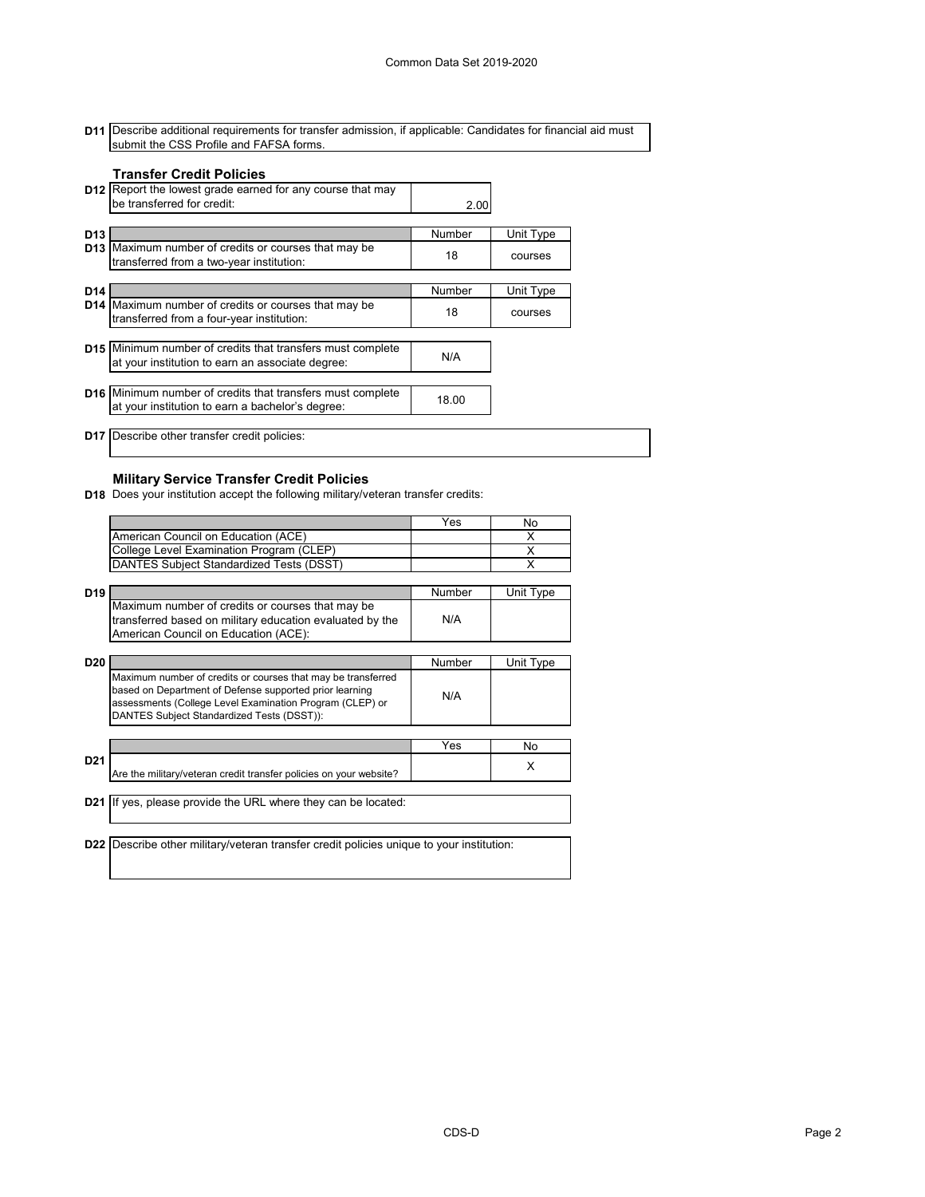**D11** Describe additional requirements for transfer admission, if applicable: Candidates for financial aid must submit the CSS Profile and FAFSA forms.

### Transfer Credit Policies

| | | |
|---|---|---|
| **D12** | Report the lowest grade earned for any course that may be transferred for credit: | 2.00 |

| | | Number | Unit Type |
|---|---|---|---|
| **D13** | Maximum number of credits or courses that may be transferred from a two-year institution: | 18 | courses |

| | | Number | Unit Type |
|---|---|---|---|
| **D14** | Maximum number of credits or courses that may be transferred from a four-year institution: | 18 | courses |

| | | |
|---|---|---|
| **D15** | Minimum number of credits that transfers must complete at your institution to earn an associate degree: | N/A |
| **D16** | Minimum number of credits that transfers must complete at your institution to earn a bachelor's degree: | 18.00 |

**D17** Describe other transfer credit policies:

### Military Service Transfer Credit Policies

**D18** Does your institution accept the following military/veteran transfer credits:

| | Yes | No |
|---|---|---|
| American Council on Education (ACE) | | X |
| College Level Examination Program (CLEP) | | X |
| DANTES Subject Standardized Tests (DSST) | | X |

| | | Number | Unit Type |
|---|---|---|---|
| **D19** | Maximum number of credits or courses that may be transferred based on military education evaluated by the American Council on Education (ACE): | N/A | |

| | | Number | Unit Type |
|---|---|---|---|
| **D20** | Maximum number of credits or courses that may be transferred based on Department of Defense supported prior learning assessments (College Level Examination Program (CLEP) or DANTES Subject Standardized Tests (DSST)): | N/A | |

| | | Yes | No |
|---|---|---|---|
| **D21** | Are the military/veteran credit transfer policies on your website? | | X |

**D21** If yes, please provide the URL where they can be located:

**D22** Describe other military/veteran transfer credit policies unique to your institution: